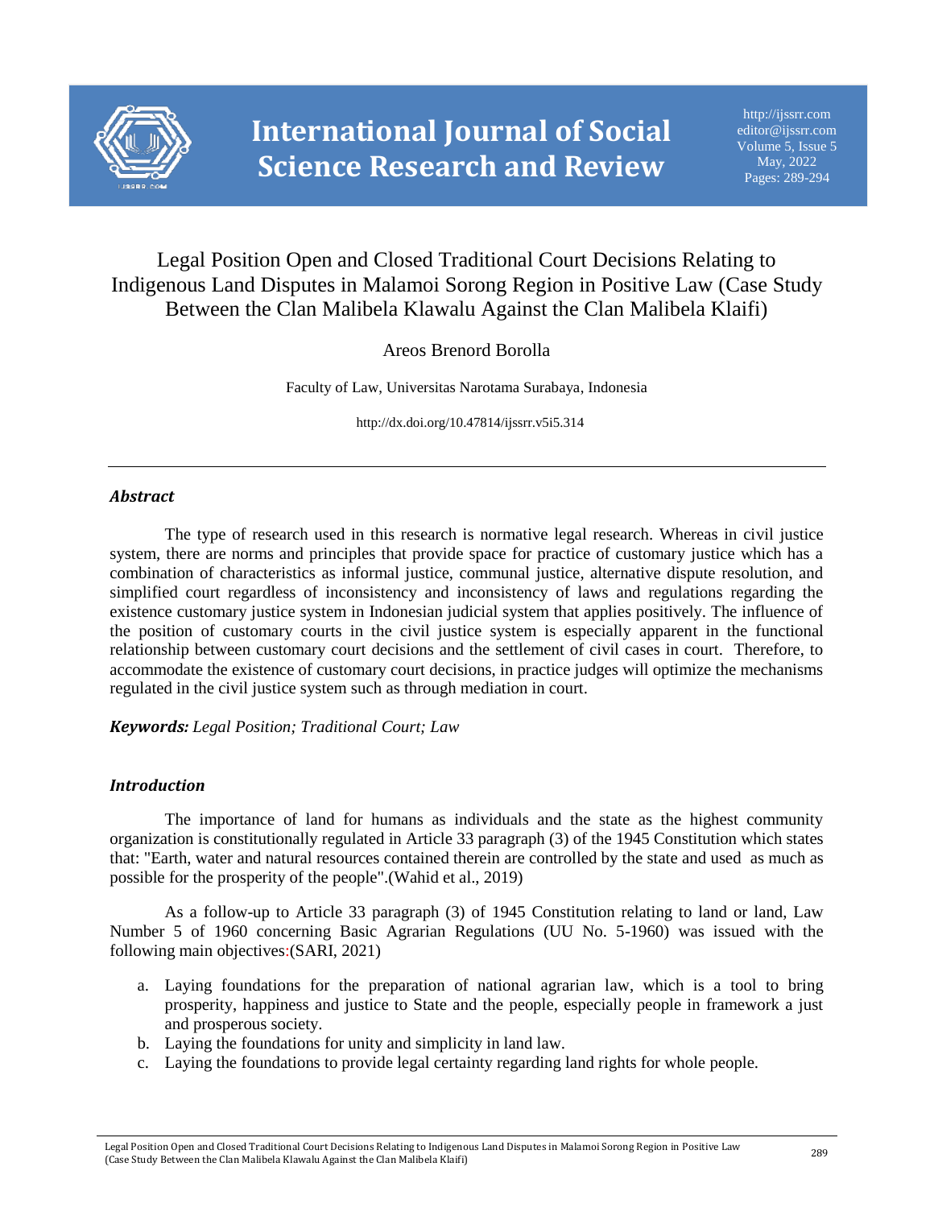# Legal Position Open and Closed Traditional Court Decisions Relating to Indigenous Land Disputes in Malamoi Sorong Region in Positive Law (Case Study Between the Clan Malibela Klawalu Against the Clan Malibela Klaifi)

Areos Brenord Borolla

Faculty of Law, Universitas Narotama Surabaya, Indonesia

http://dx.doi.org/10.47814/ijssrr.v5i5.314

---

### *Abstract*

The type of research used in this research is normative legal research. Whereas in civil justice system, there are norms and principles that provide space for practice of customary justice which has a combination of characteristics as informal justice, communal justice, alternative dispute resolution, and simplified court regardless of inconsistency and inconsistency of laws and regulations regarding the existence customary justice system in Indonesian judicial system that applies positively. The influence of the position of customary courts in the civil justice system is especially apparent in the functional relationship between customary court decisions and the settlement of civil cases in court. Therefore, to accommodate the existence of customary court decisions, in practice judges will optimize the mechanisms regulated in the civil justice system such as through mediation in court.

***Keywords:*** *Legal Position; Traditional Court; Law*

### *Introduction*

The importance of land for humans as individuals and the state as the highest community organization is constitutionally regulated in Article 33 paragraph (3) of the 1945 Constitution which states that: "Earth, water and natural resources contained therein are controlled by the state and used as much as possible for the prosperity of the people".(Wahid et al., 2019)

As a follow-up to Article 33 paragraph (3) of 1945 Constitution relating to land or land, Law Number 5 of 1960 concerning Basic Agrarian Regulations (UU No. 5-1960) was issued with the following main objectives:(SARI, 2021)

a. Laying foundations for the preparation of national agrarian law, which is a tool to bring prosperity, happiness and justice to State and the people, especially people in framework a just and prosperous society.
b. Laying the foundations for unity and simplicity in land law.
c. Laying the foundations to provide legal certainty regarding land rights for whole people.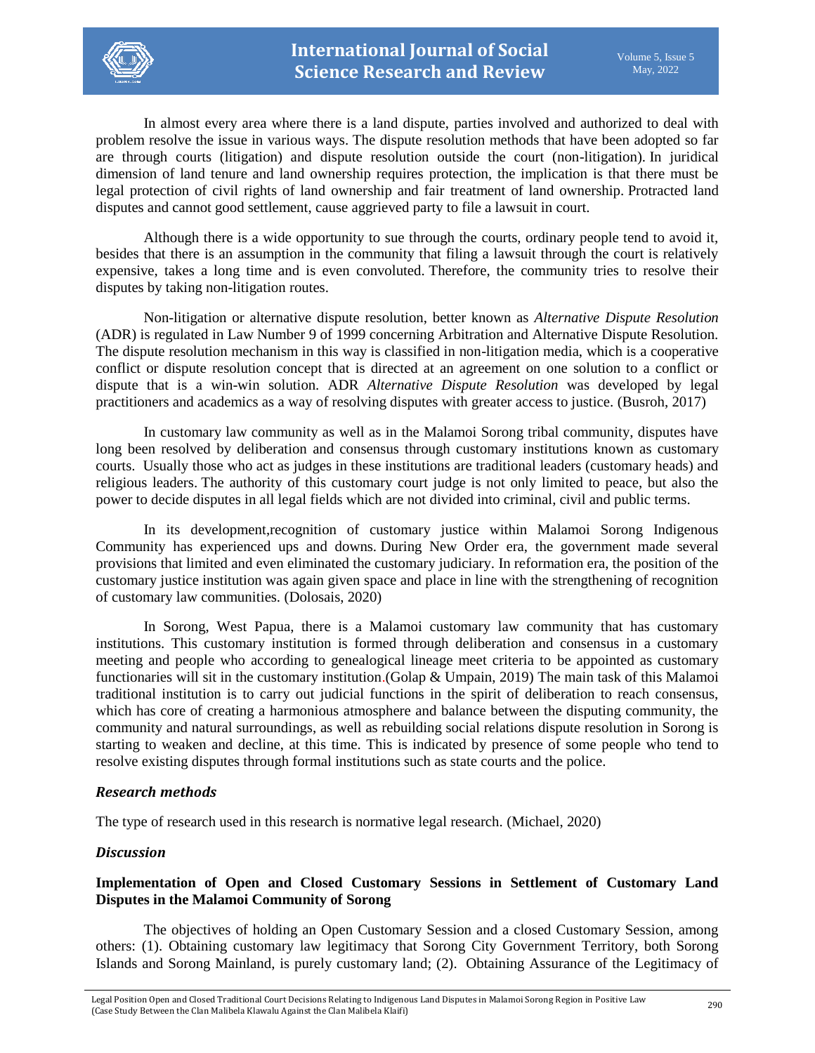In almost every area where there is a land dispute, parties involved and authorized to deal with problem resolve the issue in various ways. The dispute resolution methods that have been adopted so far are through courts (litigation) and dispute resolution outside the court (non-litigation). In juridical dimension of land tenure and land ownership requires protection, the implication is that there must be legal protection of civil rights of land ownership and fair treatment of land ownership. Protracted land disputes and cannot good settlement, cause aggrieved party to file a lawsuit in court.

Although there is a wide opportunity to sue through the courts, ordinary people tend to avoid it, besides that there is an assumption in the community that filing a lawsuit through the court is relatively expensive, takes a long time and is even convoluted. Therefore, the community tries to resolve their disputes by taking non-litigation routes.

Non-litigation or alternative dispute resolution, better known as *Alternative Dispute Resolution* (ADR) is regulated in Law Number 9 of 1999 concerning Arbitration and Alternative Dispute Resolution. The dispute resolution mechanism in this way is classified in non-litigation media, which is a cooperative conflict or dispute resolution concept that is directed at an agreement on one solution to a conflict or dispute that is a win-win solution. ADR *Alternative Dispute Resolution* was developed by legal practitioners and academics as a way of resolving disputes with greater access to justice. (Busroh, 2017)

In customary law community as well as in the Malamoi Sorong tribal community, disputes have long been resolved by deliberation and consensus through customary institutions known as customary courts. Usually those who act as judges in these institutions are traditional leaders (customary heads) and religious leaders. The authority of this customary court judge is not only limited to peace, but also the power to decide disputes in all legal fields which are not divided into criminal, civil and public terms.

In its development,recognition of customary justice within Malamoi Sorong Indigenous Community has experienced ups and downs. During New Order era, the government made several provisions that limited and even eliminated the customary judiciary. In reformation era, the position of the customary justice institution was again given space and place in line with the strengthening of recognition of customary law communities. (Dolosais, 2020)

In Sorong, West Papua, there is a Malamoi customary law community that has customary institutions. This customary institution is formed through deliberation and consensus in a customary meeting and people who according to genealogical lineage meet criteria to be appointed as customary functionaries will sit in the customary institution.(Golap & Umpain, 2019) The main task of this Malamoi traditional institution is to carry out judicial functions in the spirit of deliberation to reach consensus, which has core of creating a harmonious atmosphere and balance between the disputing community, the community and natural surroundings, as well as rebuilding social relations dispute resolution in Sorong is starting to weaken and decline, at this time. This is indicated by presence of some people who tend to resolve existing disputes through formal institutions such as state courts and the police.

### *Research methods*

The type of research used in this research is normative legal research. (Michael, 2020)

### *Discussion*

#### Implementation of Open and Closed Customary Sessions in Settlement of Customary Land Disputes in the Malamoi Community of Sorong

The objectives of holding an Open Customary Session and a closed Customary Session, among others: (1). Obtaining customary law legitimacy that Sorong City Government Territory, both Sorong Islands and Sorong Mainland, is purely customary land; (2). Obtaining Assurance of the Legitimacy of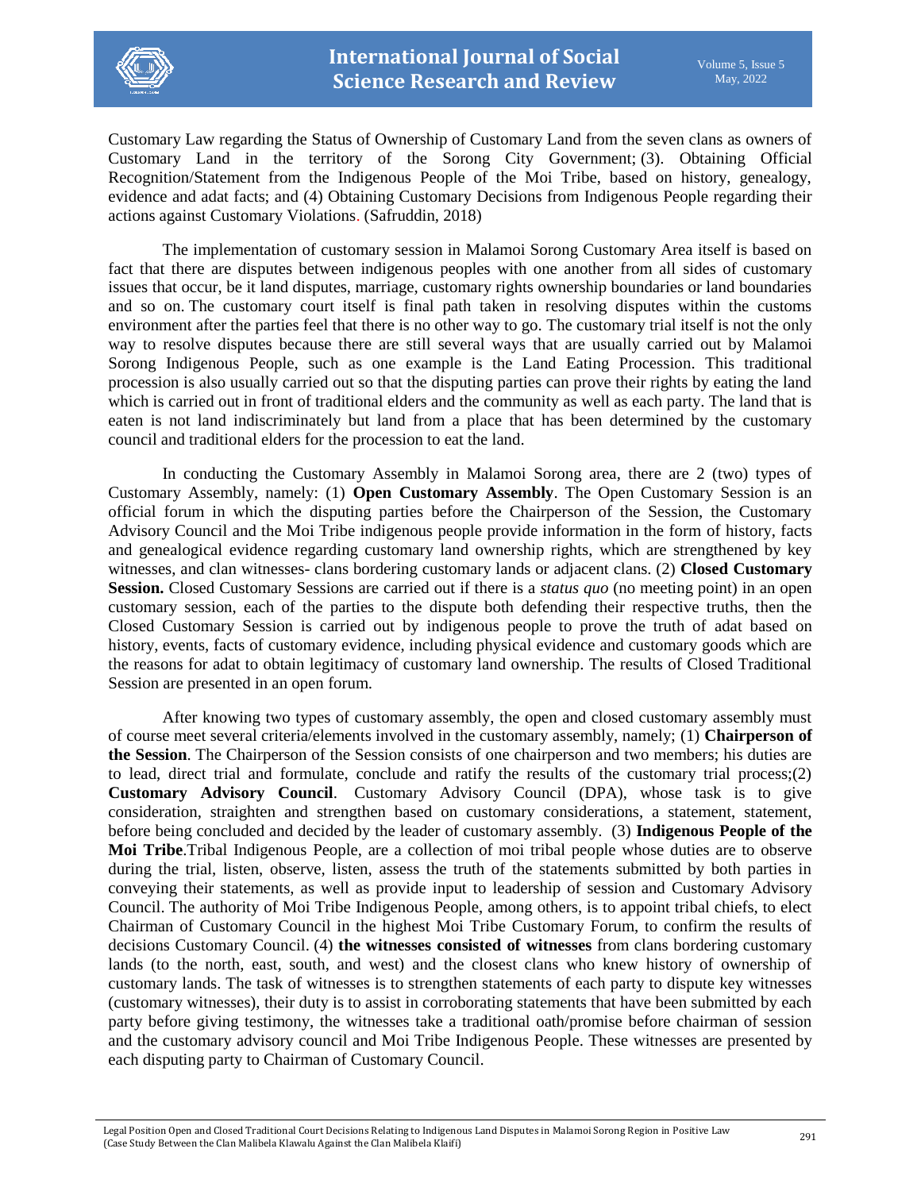Customary Law regarding the Status of Ownership of Customary Land from the seven clans as owners of Customary Land in the territory of the Sorong City Government; (3). Obtaining Official Recognition/Statement from the Indigenous People of the Moi Tribe, based on history, genealogy, evidence and adat facts; and (4) Obtaining Customary Decisions from Indigenous People regarding their actions against Customary Violations. (Safruddin, 2018)

The implementation of customary session in Malamoi Sorong Customary Area itself is based on fact that there are disputes between indigenous peoples with one another from all sides of customary issues that occur, be it land disputes, marriage, customary rights ownership boundaries or land boundaries and so on. The customary court itself is final path taken in resolving disputes within the customs environment after the parties feel that there is no other way to go. The customary trial itself is not the only way to resolve disputes because there are still several ways that are usually carried out by Malamoi Sorong Indigenous People, such as one example is the Land Eating Procession. This traditional procession is also usually carried out so that the disputing parties can prove their rights by eating the land which is carried out in front of traditional elders and the community as well as each party. The land that is eaten is not land indiscriminately but land from a place that has been determined by the customary council and traditional elders for the procession to eat the land.

In conducting the Customary Assembly in Malamoi Sorong area, there are 2 (two) types of Customary Assembly, namely: (1) **Open Customary Assembly**. The Open Customary Session is an official forum in which the disputing parties before the Chairperson of the Session, the Customary Advisory Council and the Moi Tribe indigenous people provide information in the form of history, facts and genealogical evidence regarding customary land ownership rights, which are strengthened by key witnesses, and clan witnesses- clans bordering customary lands or adjacent clans. (2) **Closed Customary Session.** Closed Customary Sessions are carried out if there is a *status quo* (no meeting point) in an open customary session, each of the parties to the dispute both defending their respective truths, then the Closed Customary Session is carried out by indigenous people to prove the truth of adat based on history, events, facts of customary evidence, including physical evidence and customary goods which are the reasons for adat to obtain legitimacy of customary land ownership. The results of Closed Traditional Session are presented in an open forum.

After knowing two types of customary assembly, the open and closed customary assembly must of course meet several criteria/elements involved in the customary assembly, namely; (1) **Chairperson of the Session**. The Chairperson of the Session consists of one chairperson and two members; his duties are to lead, direct trial and formulate, conclude and ratify the results of the customary trial process;(2) **Customary Advisory Council**. Customary Advisory Council (DPA), whose task is to give consideration, straighten and strengthen based on customary considerations, a statement, statement, before being concluded and decided by the leader of customary assembly. (3) **Indigenous People of the Moi Tribe**.Tribal Indigenous People, are a collection of moi tribal people whose duties are to observe during the trial, listen, observe, listen, assess the truth of the statements submitted by both parties in conveying their statements, as well as provide input to leadership of session and Customary Advisory Council. The authority of Moi Tribe Indigenous People, among others, is to appoint tribal chiefs, to elect Chairman of Customary Council in the highest Moi Tribe Customary Forum, to confirm the results of decisions Customary Council. (4) **the witnesses consisted of witnesses** from clans bordering customary lands (to the north, east, south, and west) and the closest clans who knew history of ownership of customary lands. The task of witnesses is to strengthen statements of each party to dispute key witnesses (customary witnesses), their duty is to assist in corroborating statements that have been submitted by each party before giving testimony, the witnesses take a traditional oath/promise before chairman of session and the customary advisory council and Moi Tribe Indigenous People. These witnesses are presented by each disputing party to Chairman of Customary Council.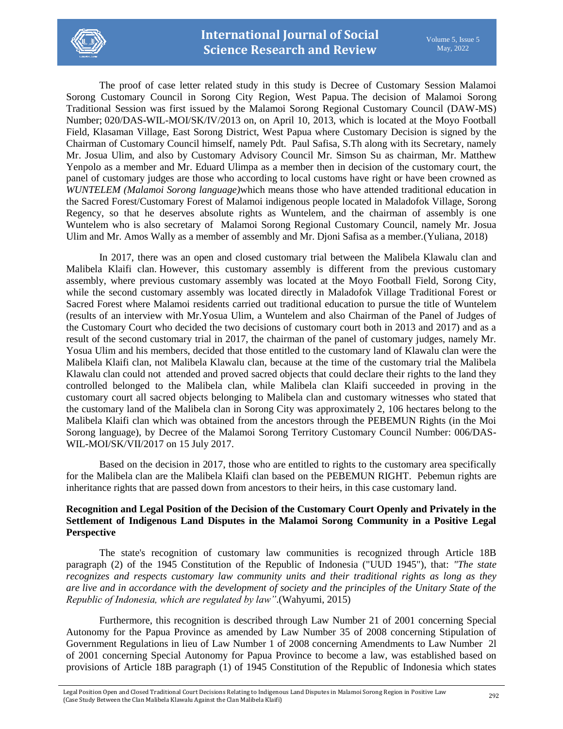The proof of case letter related study in this study is Decree of Customary Session Malamoi Sorong Customary Council in Sorong City Region, West Papua. The decision of Malamoi Sorong Traditional Session was first issued by the Malamoi Sorong Regional Customary Council (DAW-MS) Number; 020/DAS-WIL-MOI/SK/IV/2013 on, on April 10, 2013, which is located at the Moyo Football Field, Klasaman Village, East Sorong District, West Papua where Customary Decision is signed by the Chairman of Customary Council himself, namely Pdt. Paul Safisa, S.Th along with its Secretary, namely Mr. Josua Ulim, and also by Customary Advisory Council Mr. Simson Su as chairman, Mr. Matthew Yenpolo as a member and Mr. Eduard Ulimpa as a member then in decision of the customary court, the panel of customary judges are those who according to local customs have right or have been crowned as *WUNTELEM (Malamoi Sorong language)*which means those who have attended traditional education in the Sacred Forest/Customary Forest of Malamoi indigenous people located in Maladofok Village, Sorong Regency, so that he deserves absolute rights as Wuntelem, and the chairman of assembly is one Wuntelem who is also secretary of Malamoi Sorong Regional Customary Council, namely Mr. Josua Ulim and Mr. Amos Wally as a member of assembly and Mr. Djoni Safisa as a member.(Yuliana, 2018)

In 2017, there was an open and closed customary trial between the Malibela Klawalu clan and Malibela Klaifi clan. However, this customary assembly is different from the previous customary assembly, where previous customary assembly was located at the Moyo Football Field, Sorong City, while the second customary assembly was located directly in Maladofok Village Traditional Forest or Sacred Forest where Malamoi residents carried out traditional education to pursue the title of Wuntelem (results of an interview with Mr.Yosua Ulim, a Wuntelem and also Chairman of the Panel of Judges of the Customary Court who decided the two decisions of customary court both in 2013 and 2017) and as a result of the second customary trial in 2017, the chairman of the panel of customary judges, namely Mr. Yosua Ulim and his members, decided that those entitled to the customary land of Klawalu clan were the Malibela Klaifi clan, not Malibela Klawalu clan, because at the time of the customary trial the Malibela Klawalu clan could not attended and proved sacred objects that could declare their rights to the land they controlled belonged to the Malibela clan, while Malibela clan Klaifi succeeded in proving in the customary court all sacred objects belonging to Malibela clan and customary witnesses who stated that the customary land of the Malibela clan in Sorong City was approximately 2, 106 hectares belong to the Malibela Klaifi clan which was obtained from the ancestors through the PEBEMUN Rights (in the Moi Sorong language), by Decree of the Malamoi Sorong Territory Customary Council Number: 006/DAS-WIL-MOI/SK/VII/2017 on 15 July 2017.

Based on the decision in 2017, those who are entitled to rights to the customary area specifically for the Malibela clan are the Malibela Klaifi clan based on the PEBEMUN RIGHT. Pebemun rights are inheritance rights that are passed down from ancestors to their heirs, in this case customary land.

**Recognition and Legal Position of the Decision of the Customary Court Openly and Privately in the Settlement of Indigenous Land Disputes in the Malamoi Sorong Community in a Positive Legal Perspective**

The state's recognition of customary law communities is recognized through Article 18B paragraph (2) of the 1945 Constitution of the Republic of Indonesia ("UUD 1945"), that: *"The state recognizes and respects customary law community units and their traditional rights as long as they are live and in accordance with the development of society and the principles of the Unitary State of the Republic of Indonesia, which are regulated by law"*.(Wahyumi, 2015)

Furthermore, this recognition is described through Law Number 21 of 2001 concerning Special Autonomy for the Papua Province as amended by Law Number 35 of 2008 concerning Stipulation of Government Regulations in lieu of Law Number 1 of 2008 concerning Amendments to Law Number 2l of 2001 concerning Special Autonomy for Papua Province to become a law, was established based on provisions of Article 18B paragraph (1) of 1945 Constitution of the Republic of Indonesia which states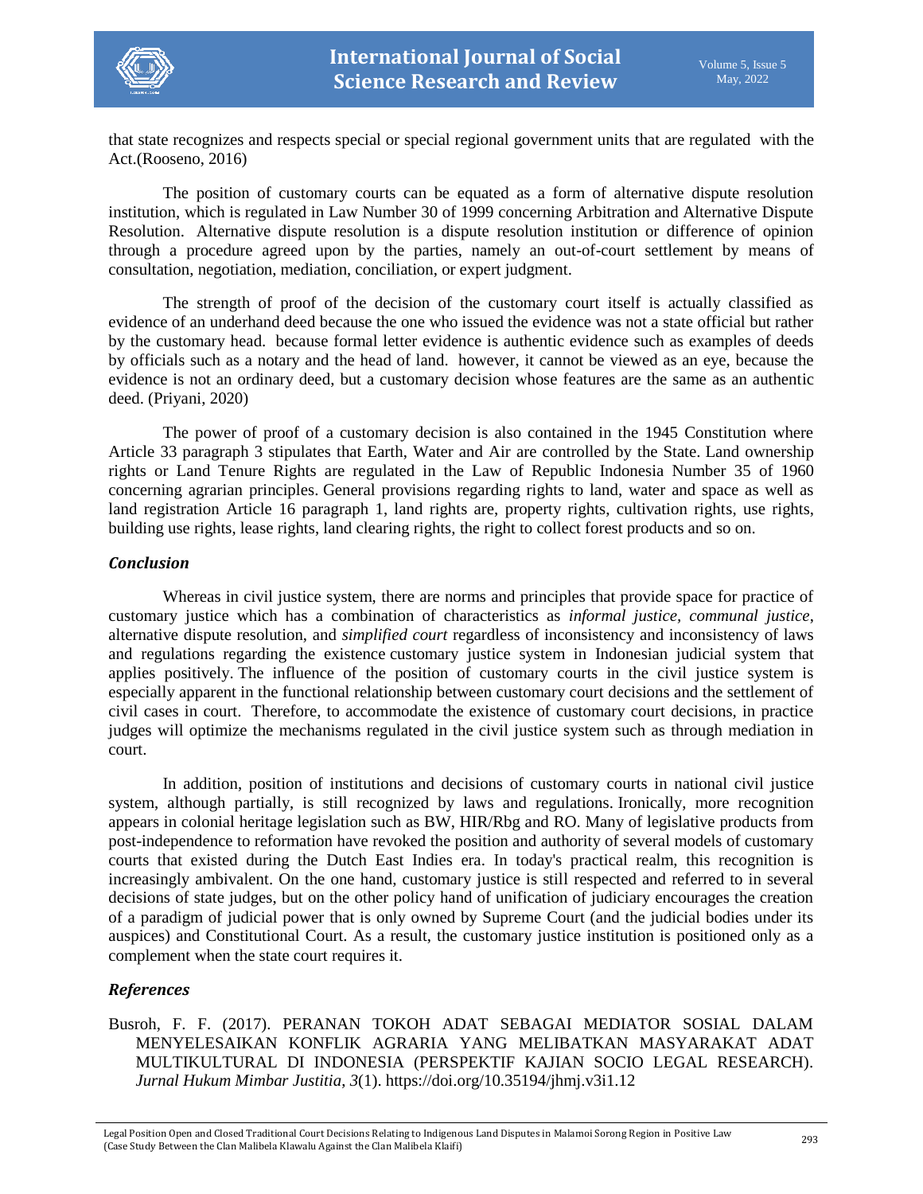that state recognizes and respects special or special regional government units that are regulated with the Act.(Rooseno, 2016)

The position of customary courts can be equated as a form of alternative dispute resolution institution, which is regulated in Law Number 30 of 1999 concerning Arbitration and Alternative Dispute Resolution. Alternative dispute resolution is a dispute resolution institution or difference of opinion through a procedure agreed upon by the parties, namely an out-of-court settlement by means of consultation, negotiation, mediation, conciliation, or expert judgment.

The strength of proof of the decision of the customary court itself is actually classified as evidence of an underhand deed because the one who issued the evidence was not a state official but rather by the customary head. because formal letter evidence is authentic evidence such as examples of deeds by officials such as a notary and the head of land. however, it cannot be viewed as an eye, because the evidence is not an ordinary deed, but a customary decision whose features are the same as an authentic deed. (Priyani, 2020)

The power of proof of a customary decision is also contained in the 1945 Constitution where Article 33 paragraph 3 stipulates that Earth, Water and Air are controlled by the State. Land ownership rights or Land Tenure Rights are regulated in the Law of Republic Indonesia Number 35 of 1960 concerning agrarian principles. General provisions regarding rights to land, water and space as well as land registration Article 16 paragraph 1, land rights are, property rights, cultivation rights, use rights, building use rights, lease rights, land clearing rights, the right to collect forest products and so on.

## Conclusion

Whereas in civil justice system, there are norms and principles that provide space for practice of customary justice which has a combination of characteristics as *informal justice*, *communal justice*, alternative dispute resolution, and *simplified court* regardless of inconsistency and inconsistency of laws and regulations regarding the existence customary justice system in Indonesian judicial system that applies positively. The influence of the position of customary courts in the civil justice system is especially apparent in the functional relationship between customary court decisions and the settlement of civil cases in court. Therefore, to accommodate the existence of customary court decisions, in practice judges will optimize the mechanisms regulated in the civil justice system such as through mediation in court.

In addition, position of institutions and decisions of customary courts in national civil justice system, although partially, is still recognized by laws and regulations. Ironically, more recognition appears in colonial heritage legislation such as BW, HIR/Rbg and RO. Many of legislative products from post-independence to reformation have revoked the position and authority of several models of customary courts that existed during the Dutch East Indies era. In today's practical realm, this recognition is increasingly ambivalent. On the one hand, customary justice is still respected and referred to in several decisions of state judges, but on the other policy hand of unification of judiciary encourages the creation of a paradigm of judicial power that is only owned by Supreme Court (and the judicial bodies under its auspices) and Constitutional Court. As a result, the customary justice institution is positioned only as a complement when the state court requires it.

## References

Busroh, F. F. (2017). PERANAN TOKOH ADAT SEBAGAI MEDIATOR SOSIAL DALAM MENYELESAIKAN KONFLIK AGRARIA YANG MELIBATKAN MASYARAKAT ADAT MULTIKULTURAL DI INDONESIA (PERSPEKTIF KAJIAN SOCIO LEGAL RESEARCH). *Jurnal Hukum Mimbar Justitia*, *3*(1). https://doi.org/10.35194/jhmj.v3i1.12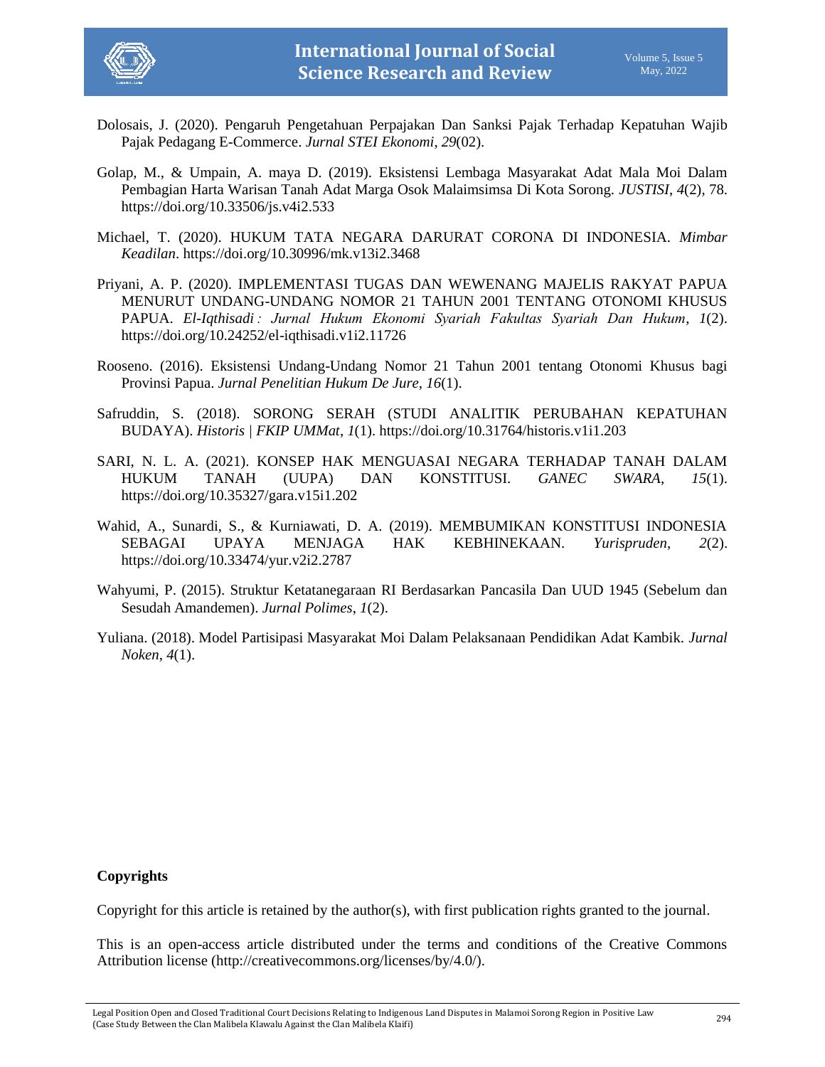Dolosais, J. (2020). Pengaruh Pengetahuan Perpajakan Dan Sanksi Pajak Terhadap Kepatuhan Wajib Pajak Pedagang E-Commerce. *Jurnal STEI Ekonomi*, *29*(02).

Golap, M., & Umpain, A. maya D. (2019). Eksistensi Lembaga Masyarakat Adat Mala Moi Dalam Pembagian Harta Warisan Tanah Adat Marga Osok Malaimsimsa Di Kota Sorong. *JUSTISI*, *4*(2), 78. https://doi.org/10.33506/js.v4i2.533

Michael, T. (2020). HUKUM TATA NEGARA DARURAT CORONA DI INDONESIA. *Mimbar Keadilan*. https://doi.org/10.30996/mk.v13i2.3468

Priyani, A. P. (2020). IMPLEMENTASI TUGAS DAN WEWENANG MAJELIS RAKYAT PAPUA MENURUT UNDANG-UNDANG NOMOR 21 TAHUN 2001 TENTANG OTONOMI KHUSUS PAPUA. *El-Iqthisadi : Jurnal Hukum Ekonomi Syariah Fakultas Syariah Dan Hukum*, *1*(2). https://doi.org/10.24252/el-iqthisadi.v1i2.11726

Rooseno. (2016). Eksistensi Undang-Undang Nomor 21 Tahun 2001 tentang Otonomi Khusus bagi Provinsi Papua. *Jurnal Penelitian Hukum De Jure*, *16*(1).

Safruddin, S. (2018). SORONG SERAH (STUDI ANALITIK PERUBAHAN KEPATUHAN BUDAYA). *Historis | FKIP UMMat*, *1*(1). https://doi.org/10.31764/historis.v1i1.203

SARI, N. L. A. (2021). KONSEP HAK MENGUASAI NEGARA TERHADAP TANAH DALAM HUKUM TANAH (UUPA) DAN KONSTITUSI. *GANEC SWARA*, *15*(1). https://doi.org/10.35327/gara.v15i1.202

Wahid, A., Sunardi, S., & Kurniawati, D. A. (2019). MEMBUMIKAN KONSTITUSI INDONESIA SEBAGAI UPAYA MENJAGA HAK KEBHINEKAAN. *Yurispruden*, *2*(2). https://doi.org/10.33474/yur.v2i2.2787

Wahyumi, P. (2015). Struktur Ketatanegaraan RI Berdasarkan Pancasila Dan UUD 1945 (Sebelum dan Sesudah Amandemen). *Jurnal Polimes*, *1*(2).

Yuliana. (2018). Model Partisipasi Masyarakat Moi Dalam Pelaksanaan Pendidikan Adat Kambik. *Jurnal Noken*, *4*(1).

**Copyrights**

Copyright for this article is retained by the author(s), with first publication rights granted to the journal.

This is an open-access article distributed under the terms and conditions of the Creative Commons Attribution license (http://creativecommons.org/licenses/by/4.0/).